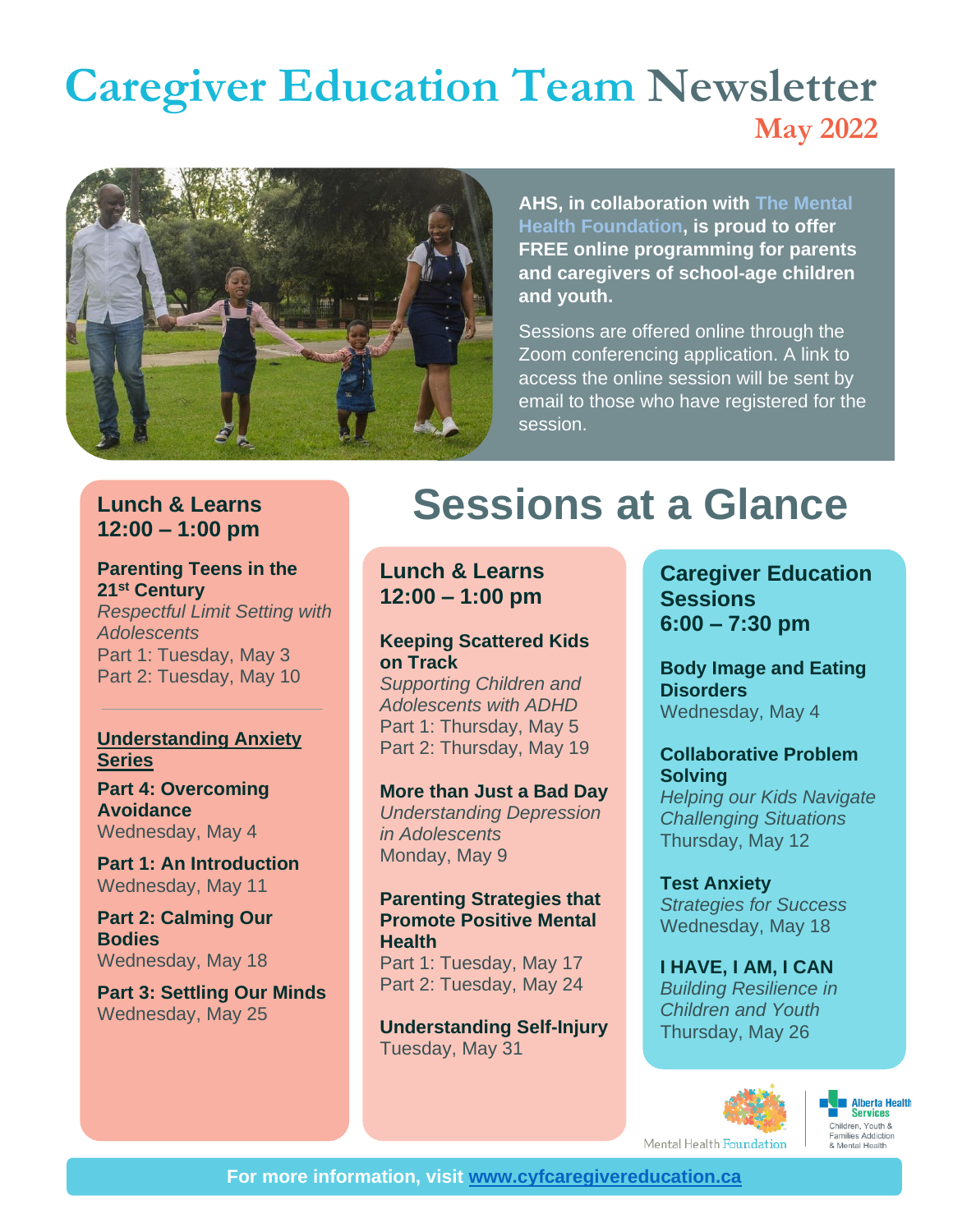# Caregiver Education Team Newsletter

**May 2022**

**AHS, in collaboration with The Mental Health Foundation, is proud to offer FREE online programming for parents and caregivers of school-age children and youth.**

Sessions are offered online through the Zoom conferencing application. A link to access the online session will be sent by email to those who have registered for the session.

## Sessions at a Glance

### Lunch & Learns 12:00 – 1:00 pm

**Parenting Teens in the 21st Century**
*Respectful Limit Setting with Adolescents*
Part 1: Tuesday, May 3
Part 2: Tuesday, May 10

---

**Understanding Anxiety Series**

**Part 4: Overcoming Avoidance**
Wednesday, May 4

**Part 1: An Introduction**
Wednesday, May 11

**Part 2: Calming Our Bodies**
Wednesday, May 18

**Part 3: Settling Our Minds**
Wednesday, May 25

### Lunch & Learns 12:00 – 1:00 pm

**Keeping Scattered Kids on Track**
*Supporting Children and Adolescents with ADHD*
Part 1: Thursday, May 5
Part 2: Thursday, May 19

**More than Just a Bad Day**
*Understanding Depression in Adolescents*
Monday, May 9

**Parenting Strategies that Promote Positive Mental Health**
Part 1: Tuesday, May 17
Part 2: Tuesday, May 24

**Understanding Self-Injury**
Tuesday, May 31

### Caregiver Education Sessions 6:00 – 7:30 pm

**Body Image and Eating Disorders**
Wednesday, May 4

**Collaborative Problem Solving**
*Helping our Kids Navigate Challenging Situations*
Thursday, May 12

**Test Anxiety**
*Strategies for Success*
Wednesday, May 18

**I HAVE, I AM, I CAN**
*Building Resilience in Children and Youth*
Thursday, May 26

Mental Health Foundation

Alberta Health Services
Children, Youth & Families Addiction & Mental Health

**For more information, visit www.cyfcaregivereducation.ca**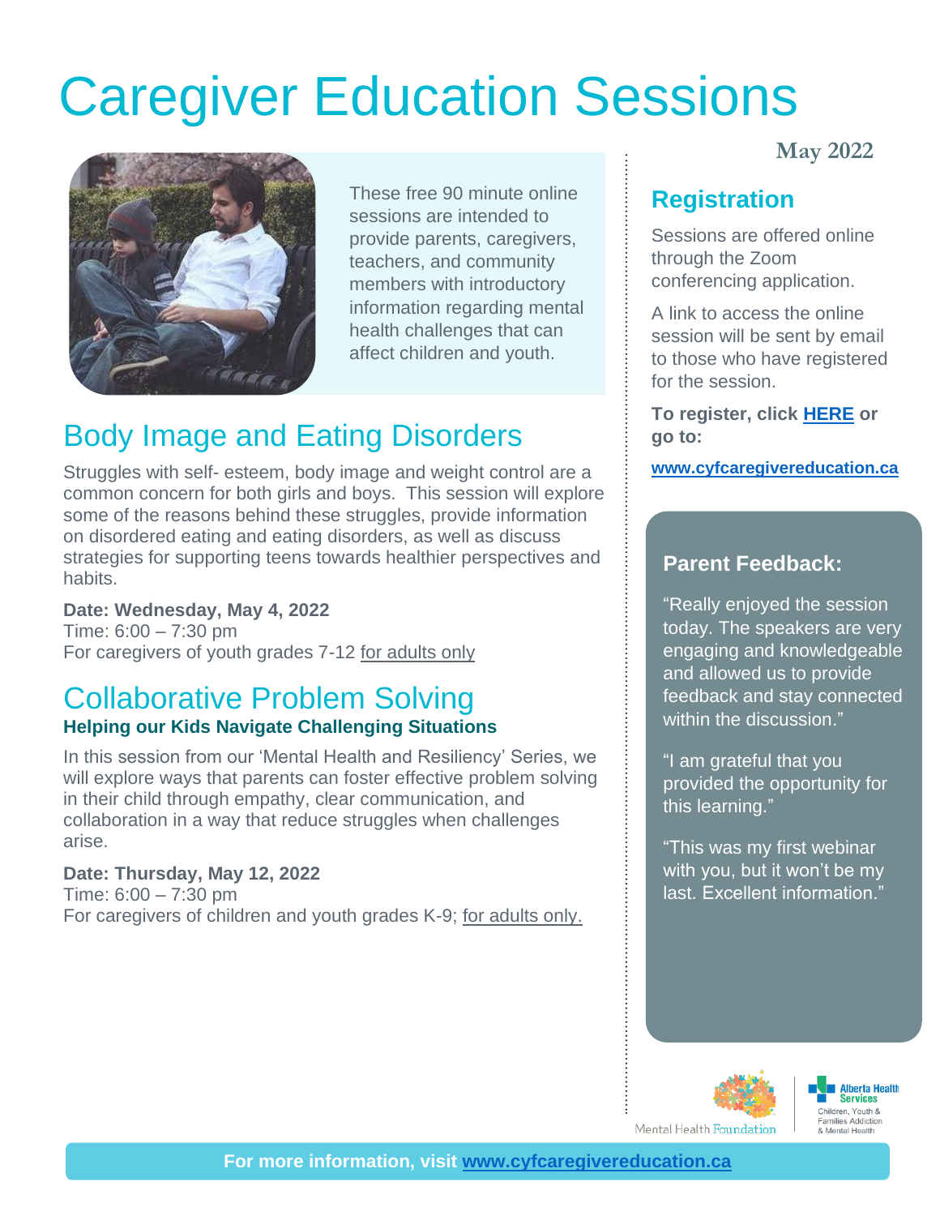# Caregiver Education Sessions

These free 90 minute online sessions are intended to provide parents, caregivers, teachers, and community members with introductory information regarding mental health challenges that can affect children and youth.

## Body Image and Eating Disorders

Struggles with self- esteem, body image and weight control are a common concern for both girls and boys. This session will explore some of the reasons behind these struggles, provide information on disordered eating and eating disorders, as well as discuss strategies for supporting teens towards healthier perspectives and habits.

**Date: Wednesday, May 4, 2022**
Time: 6:00 – 7:30 pm
For caregivers of youth grades 7-12 for adults only

## Collaborative Problem Solving

**Helping our Kids Navigate Challenging Situations**

In this session from our 'Mental Health and Resiliency' Series, we will explore ways that parents can foster effective problem solving in their child through empathy, clear communication, and collaboration in a way that reduce struggles when challenges arise.

**Date: Thursday, May 12, 2022**
Time: 6:00 – 7:30 pm
For caregivers of children and youth grades K-9; for adults only.

**May 2022**

## Registration

Sessions are offered online through the Zoom conferencing application.

A link to access the online session will be sent by email to those who have registered for the session.

**To register, click HERE or go to:**

**www.cyfcaregivereducation.ca**

### Parent Feedback:

"Really enjoyed the session today. The speakers are very engaging and knowledgeable and allowed us to provide feedback and stay connected within the discussion."

"I am grateful that you provided the opportunity for this learning."

"This was my first webinar with you, but it won't be my last. Excellent information."

Mental Health Foundation

Alberta Health Services
Children, Youth & Families Addiction & Mental Health

**For more information, visit www.cyfcaregivereducation.ca**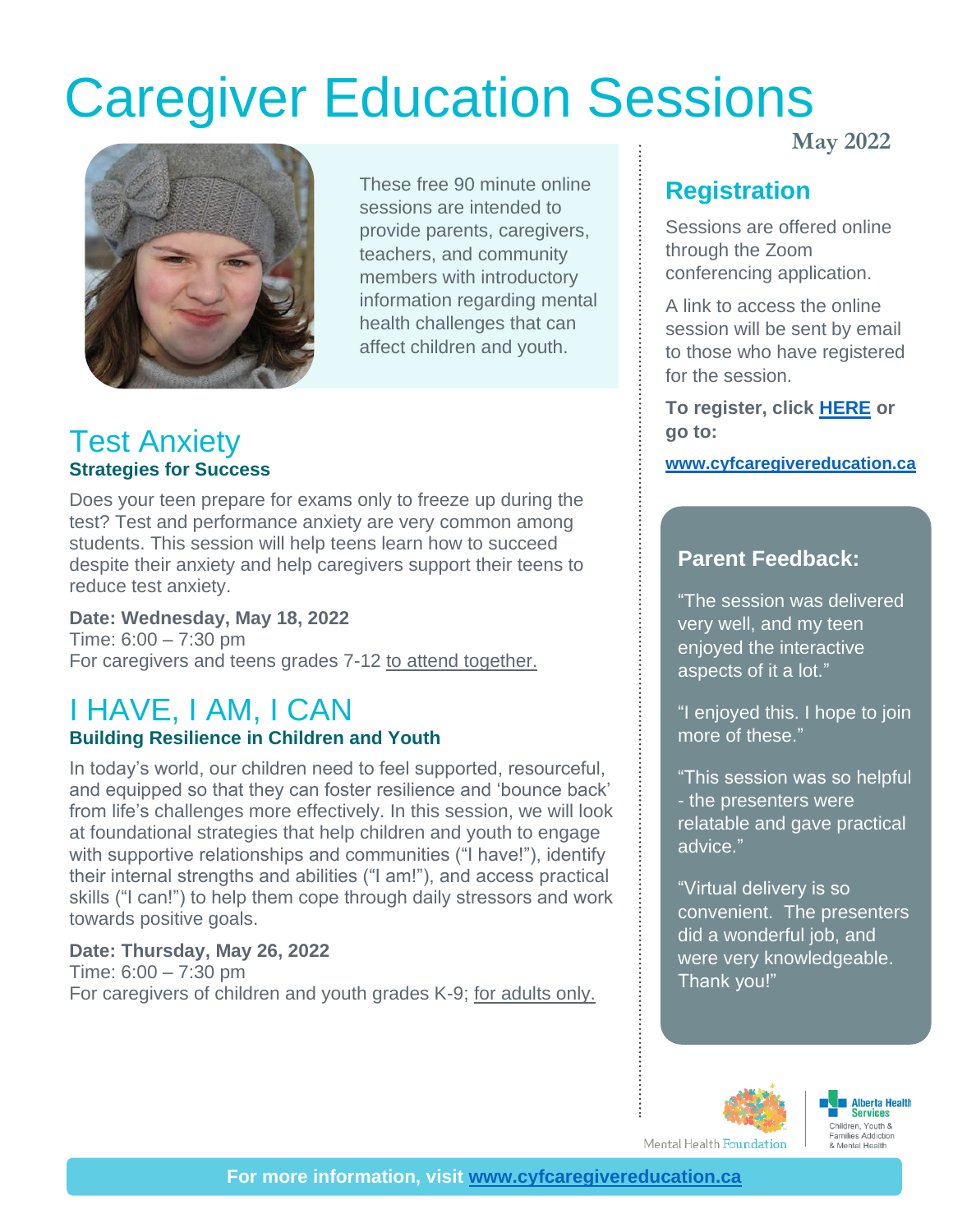# Caregiver Education Sessions

May 2022

These free 90 minute online sessions are intended to provide parents, caregivers, teachers, and community members with introductory information regarding mental health challenges that can affect children and youth.

## Test Anxiety

### Strategies for Success

Does your teen prepare for exams only to freeze up during the test? Test and performance anxiety are very common among students. This session will help teens learn how to succeed despite their anxiety and help caregivers support their teens to reduce test anxiety.

**Date: Wednesday, May 18, 2022**
Time: 6:00 – 7:30 pm
For caregivers and teens grades 7-12 to attend together.

## I HAVE, I AM, I CAN

### Building Resilience in Children and Youth

In today's world, our children need to feel supported, resourceful, and equipped so that they can foster resilience and 'bounce back' from life's challenges more effectively. In this session, we will look at foundational strategies that help children and youth to engage with supportive relationships and communities ("I have!"), identify their internal strengths and abilities ("I am!"), and access practical skills ("I can!") to help them cope through daily stressors and work towards positive goals.

**Date: Thursday, May 26, 2022**
Time: 6:00 – 7:30 pm
For caregivers of children and youth grades K-9; for adults only.

## Registration

Sessions are offered online through the Zoom conferencing application.

A link to access the online session will be sent by email to those who have registered for the session.

**To register, click HERE or go to:**

**www.cyfcaregivereducation.ca**

### Parent Feedback:

"The session was delivered very well, and my teen enjoyed the interactive aspects of it a lot."

"I enjoyed this. I hope to join more of these."

"This session was so helpful - the presenters were relatable and gave practical advice."

"Virtual delivery is so convenient. The presenters did a wonderful job, and were very knowledgeable. Thank you!"

Mental Health Foundation

Alberta Health Services
Children, Youth & Families Addiction & Mental Health

**For more information, visit www.cyfcaregivereducation.ca**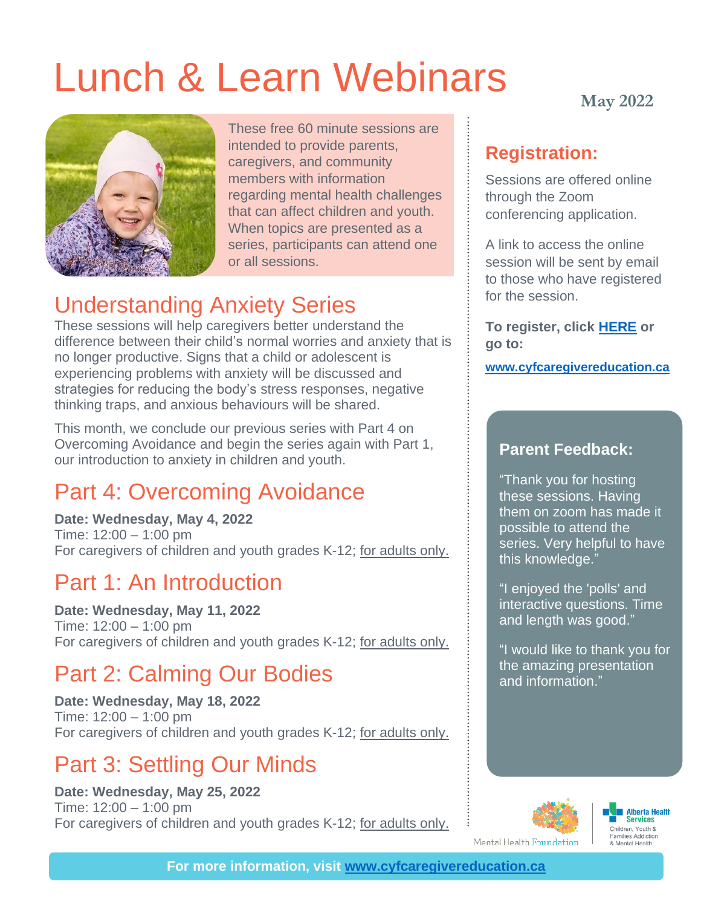# Lunch & Learn Webinars

**May 2022**

These free 60 minute sessions are intended to provide parents, caregivers, and community members with information regarding mental health challenges that can affect children and youth. When topics are presented as a series, participants can attend one or all sessions.

## Understanding Anxiety Series

These sessions will help caregivers better understand the difference between their child's normal worries and anxiety that is no longer productive. Signs that a child or adolescent is experiencing problems with anxiety will be discussed and strategies for reducing the body's stress responses, negative thinking traps, and anxious behaviours will be shared.

This month, we conclude our previous series with Part 4 on Overcoming Avoidance and begin the series again with Part 1, our introduction to anxiety in children and youth.

## Part 4: Overcoming Avoidance

**Date: Wednesday, May 4, 2022**
Time: 12:00 – 1:00 pm
For caregivers of children and youth grades K-12; for adults only.

## Part 1: An Introduction

**Date: Wednesday, May 11, 2022**
Time: 12:00 – 1:00 pm
For caregivers of children and youth grades K-12; for adults only.

## Part 2: Calming Our Bodies

**Date: Wednesday, May 18, 2022**
Time: 12:00 – 1:00 pm
For caregivers of children and youth grades K-12; for adults only.

## Part 3: Settling Our Minds

**Date: Wednesday, May 25, 2022**
Time: 12:00 – 1:00 pm
For caregivers of children and youth grades K-12; for adults only.

## Registration:

Sessions are offered online through the Zoom conferencing application.

A link to access the online session will be sent by email to those who have registered for the session.

**To register, click HERE or go to:**

**www.cyfcaregivereducation.ca**

### Parent Feedback:

"Thank you for hosting these sessions. Having them on zoom has made it possible to attend the series. Very helpful to have this knowledge."

"I enjoyed the 'polls' and interactive questions. Time and length was good."

"I would like to thank you for the amazing presentation and information."

Mental Health Foundation

Alberta Health Services
Children, Youth & Families Addiction & Mental Health

**For more information, visit www.cyfcaregivereducation.ca**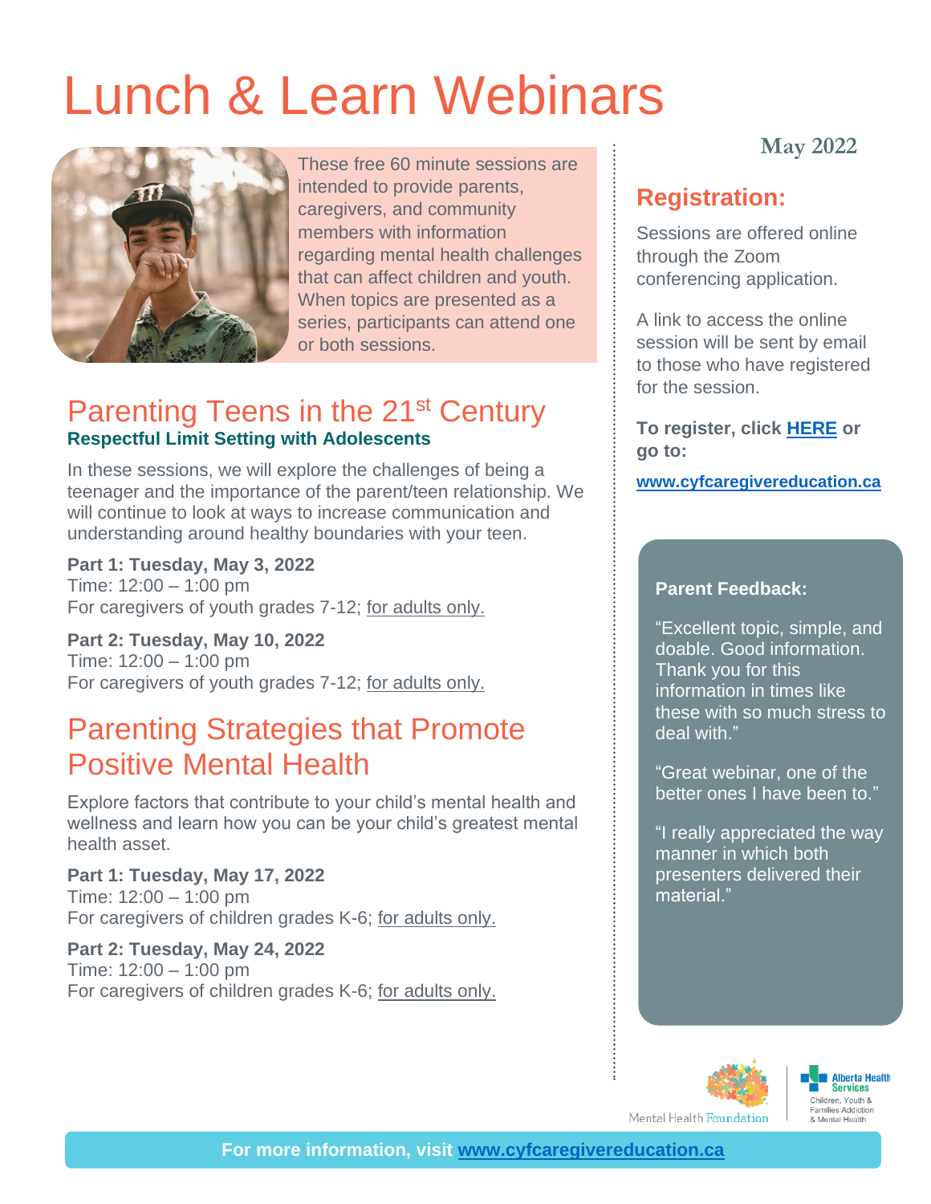# Lunch & Learn Webinars

These free 60 minute sessions are intended to provide parents, caregivers, and community members with information regarding mental health challenges that can affect children and youth. When topics are presented as a series, participants can attend one or both sessions.

## Parenting Teens in the 21st Century

**Respectful Limit Setting with Adolescents**

In these sessions, we will explore the challenges of being a teenager and the importance of the parent/teen relationship. We will continue to look at ways to increase communication and understanding around healthy boundaries with your teen.

**Part 1: Tuesday, May 3, 2022**
Time: 12:00 – 1:00 pm
For caregivers of youth grades 7-12; for adults only.

**Part 2: Tuesday, May 10, 2022**
Time: 12:00 – 1:00 pm
For caregivers of youth grades 7-12; for adults only.

## Parenting Strategies that Promote Positive Mental Health

Explore factors that contribute to your child's mental health and wellness and learn how you can be your child's greatest mental health asset.

**Part 1: Tuesday, May 17, 2022**
Time: 12:00 – 1:00 pm
For caregivers of children grades K-6; for adults only.

**Part 2: Tuesday, May 24, 2022**
Time: 12:00 – 1:00 pm
For caregivers of children grades K-6; for adults only.

May 2022

## Registration:

Sessions are offered online through the Zoom conferencing application.

A link to access the online session will be sent by email to those who have registered for the session.

**To register, click HERE or go to:**

**www.cyfcaregivereducation.ca**

**Parent Feedback:**

"Excellent topic, simple, and doable. Good information. Thank you for this information in times like these with so much stress to deal with."

"Great webinar, one of the better ones I have been to."

"I really appreciated the way manner in which both presenters delivered their material."

Mental Health Foundation

Alberta Health Services
Children, Youth & Families Addiction & Mental Health

**For more information, visit www.cyfcaregivereducation.ca**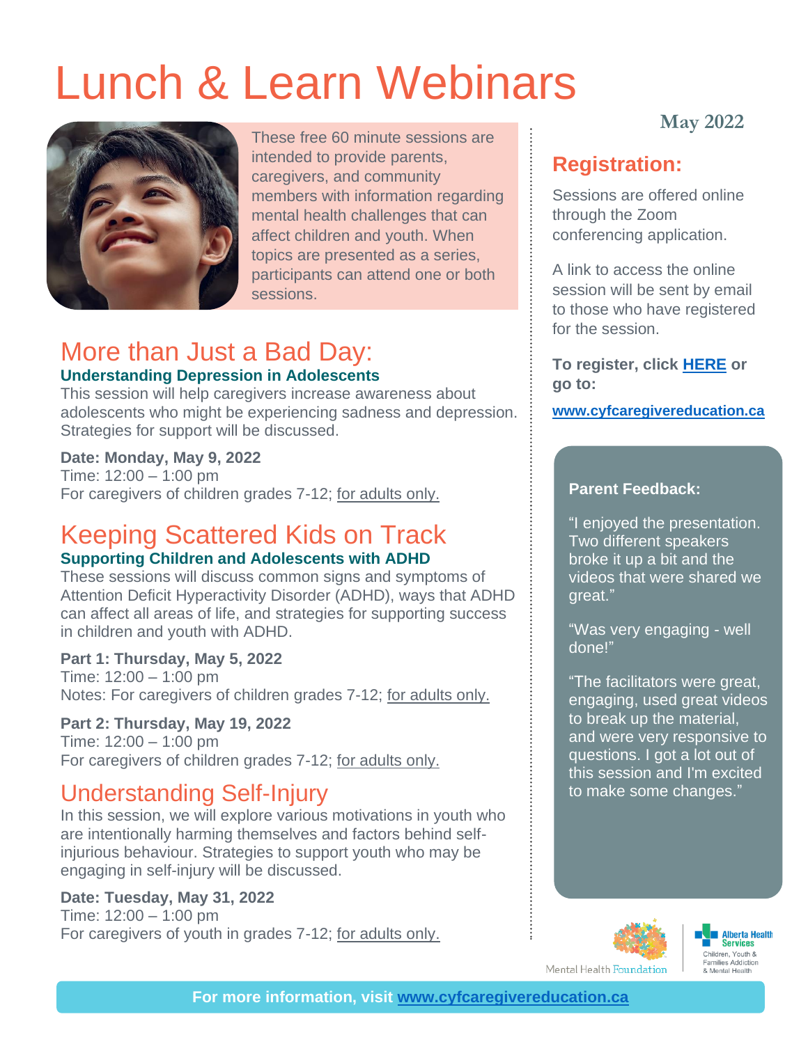# Lunch & Learn Webinars

**May 2022**

These free 60 minute sessions are intended to provide parents, caregivers, and community members with information regarding mental health challenges that can affect children and youth. When topics are presented as a series, participants can attend one or both sessions.

## More than Just a Bad Day:

### Understanding Depression in Adolescents

This session will help caregivers increase awareness about adolescents who might be experiencing sadness and depression. Strategies for support will be discussed.

**Date: Monday, May 9, 2022**
Time: 12:00 – 1:00 pm
For caregivers of children grades 7-12; for adults only.

## Keeping Scattered Kids on Track

### Supporting Children and Adolescents with ADHD

These sessions will discuss common signs and symptoms of Attention Deficit Hyperactivity Disorder (ADHD), ways that ADHD can affect all areas of life, and strategies for supporting success in children and youth with ADHD.

**Part 1: Thursday, May 5, 2022**
Time: 12:00 – 1:00 pm
Notes: For caregivers of children grades 7-12; for adults only.

**Part 2: Thursday, May 19, 2022**
Time: 12:00 – 1:00 pm
For caregivers of children grades 7-12; for adults only.

## Understanding Self-Injury

In this session, we will explore various motivations in youth who are intentionally harming themselves and factors behind self-injurious behaviour. Strategies to support youth who may be engaging in self-injury will be discussed.

**Date: Tuesday, May 31, 2022**
Time: 12:00 – 1:00 pm
For caregivers of youth in grades 7-12; for adults only.

## Registration:

Sessions are offered online through the Zoom conferencing application.

A link to access the online session will be sent by email to those who have registered for the session.

**To register, click HERE or go to:**

**www.cyfcaregivereducation.ca**

**Parent Feedback:**

"I enjoyed the presentation. Two different speakers broke it up a bit and the videos that were shared we great."

"Was very engaging - well done!"

"The facilitators were great, engaging, used great videos to break up the material, and were very responsive to questions. I got a lot out of this session and I'm excited to make some changes."

Mental Health Foundation

Alberta Health Services
Children, Youth & Families Addiction & Mental Health

**For more information, visit www.cyfcaregivereducation.ca**